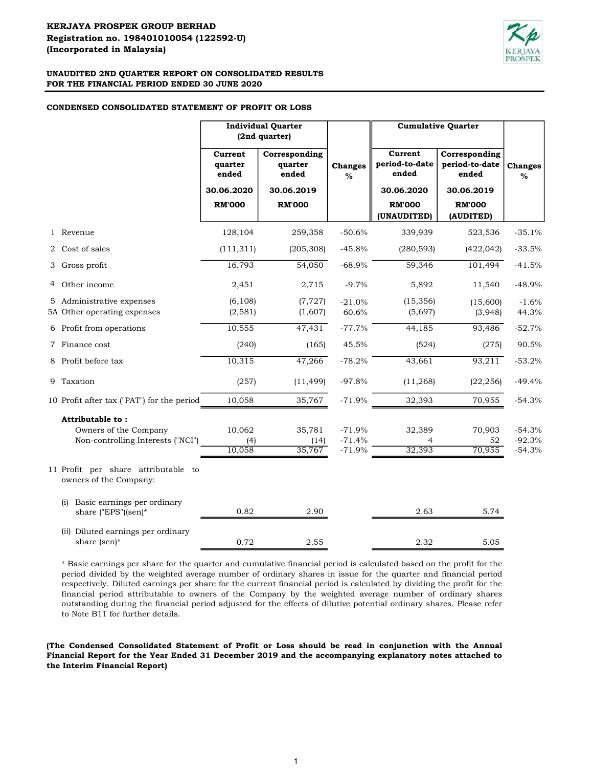**KERJAYA PROSPEK GROUP BERHAD**
**Registration no. 198401010054 (122592-U)**
**(Incorporated in Malaysia)**

**UNAUDITED 2ND QUARTER REPORT ON CONSOLIDATED RESULTS**
**FOR THE FINANCIAL PERIOD ENDED 30 JUNE 2020**

**CONDENSED CONSOLIDATED STATEMENT OF PROFIT OR LOSS**

| | Individual Quarter (2nd quarter) | | | Cumulative Quarter | | |
|---|---|---|---|---|---|---|
| | Current quarter ended | Corresponding quarter ended | Changes % | Current period-to-date ended | Corresponding period-to-date ended | Changes % |
| | 30.06.2020 | 30.06.2019 | | 30.06.2020 | 30.06.2019 | |
| | RM'000 | RM'000 | | RM'000 (UNAUDITED) | RM'000 (AUDITED) | |
| 1 Revenue | 128,104 | 259,358 | -50.6% | 339,939 | 523,536 | -35.1% |
| 2 Cost of sales | (111,311) | (205,308) | -45.8% | (280,593) | (422,042) | -33.5% |
| 3 Gross profit | 16,793 | 54,050 | -68.9% | 59,346 | 101,494 | -41.5% |
| 4 Other income | 2,451 | 2,715 | -9.7% | 5,892 | 11,540 | -48.9% |
| 5 Administrative expenses | (6,108) | (7,727) | -21.0% | (15,356) | (15,600) | -1.6% |
| 5A Other operating expenses | (2,581) | (1,607) | 60.6% | (5,697) | (3,948) | 44.3% |
| 6 Profit from operations | 10,555 | 47,431 | -77.7% | 44,185 | 93,486 | -52.7% |
| 7 Finance cost | (240) | (165) | 45.5% | (524) | (275) | 90.5% |
| 8 Profit before tax | 10,315 | 47,266 | -78.2% | 43,661 | 93,211 | -53.2% |
| 9 Taxation | (257) | (11,499) | -97.8% | (11,268) | (22,256) | -49.4% |
| 10 Profit after tax ("PAT") for the period | 10,058 | 35,767 | -71.9% | 32,393 | 70,955 | -54.3% |
| **Attributable to :** | | | | | | |
| Owners of the Company | 10,062 | 35,781 | -71.9% | 32,389 | 70,903 | -54.3% |
| Non-controlling Interests ("NCI") | (4) | (14) | -71.4% | 4 | 52 | -92.3% |
| | 10,058 | 35,767 | -71.9% | 32,393 | 70,955 | -54.3% |
| 11 Profit per share attributable to owners of the Company: | | | | | | |
| (i) Basic earnings per ordinary share ("EPS")(sen)* | 0.82 | 2.90 | | 2.63 | 5.74 | |
| (ii) Diluted earnings per ordinary share (sen)* | 0.72 | 2.55 | | 2.32 | 5.05 | |

* Basic earnings per share for the quarter and cumulative financial period is calculated based on the profit for the period divided by the weighted average number of ordinary shares in issue for the quarter and financial period respectively. Diluted earnings per share for the current financial period is calculated by dividing the profit for the financial period attributable to owners of the Company by the weighted average number of ordinary shares outstanding during the financial period adjusted for the effects of dilutive potential ordinary shares. Please refer to Note B11 for further details.

**(The Condensed Consolidated Statement of Profit or Loss should be read in conjunction with the Annual Financial Report for the Year Ended 31 December 2019 and the accompanying explanatory notes attached to the Interim Financial Report)**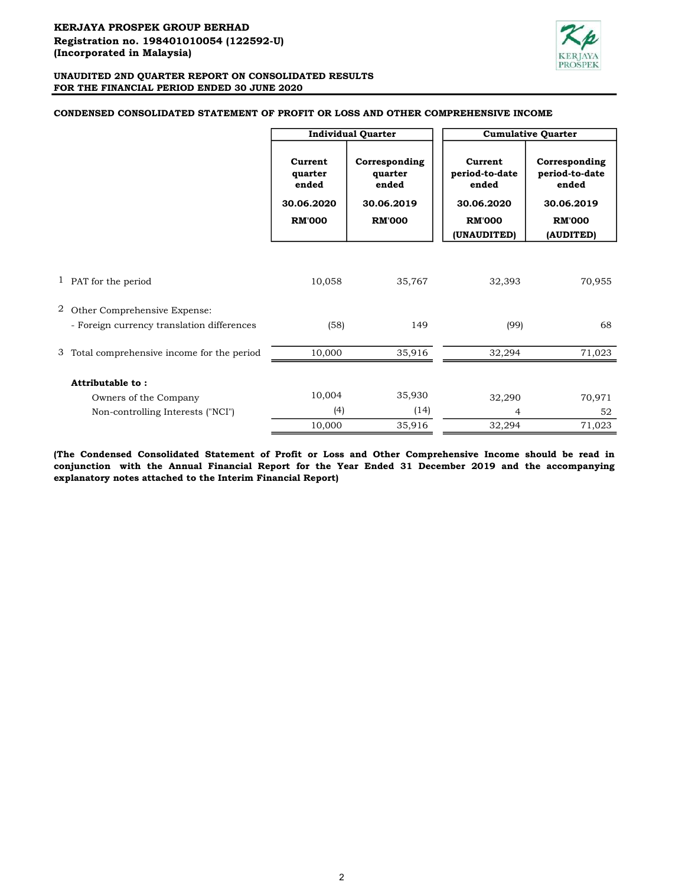**KERJAYA PROSPEK GROUP BERHAD**
**Registration no. 198401010054 (122592-U)**
**(Incorporated in Malaysia)**

**UNAUDITED 2ND QUARTER REPORT ON CONSOLIDATED RESULTS**
**FOR THE FINANCIAL PERIOD ENDED 30 JUNE 2020**

**CONDENSED CONSOLIDATED STATEMENT OF PROFIT OR LOSS AND OTHER COMPREHENSIVE INCOME**

| | | Individual Quarter | | Cumulative Quarter | |
|---|---|---|---|---|---|
| | | Current quarter ended 30.06.2020 RM'000 | Corresponding quarter ended 30.06.2019 RM'000 | Current period-to-date ended 30.06.2020 RM'000 (UNAUDITED) | Corresponding period-to-date ended 30.06.2019 RM'000 (AUDITED) |
| 1 | PAT for the period | 10,058 | 35,767 | 32,393 | 70,955 |
| 2 | Other Comprehensive Expense: | | | | |
| | - Foreign currency translation differences | (58) | 149 | (99) | 68 |
| 3 | Total comprehensive income for the period | 10,000 | 35,916 | 32,294 | 71,023 |
| | **Attributable to :** | | | | |
| | Owners of the Company | 10,004 | 35,930 | 32,290 | 70,971 |
| | Non-controlling Interests ("NCI") | (4) | (14) | 4 | 52 |
| | | 10,000 | 35,916 | 32,294 | 71,023 |

**(The Condensed Consolidated Statement of Profit or Loss and Other Comprehensive Income should be read in conjunction with the Annual Financial Report for the Year Ended 31 December 2019 and the accompanying explanatory notes attached to the Interim Financial Report)**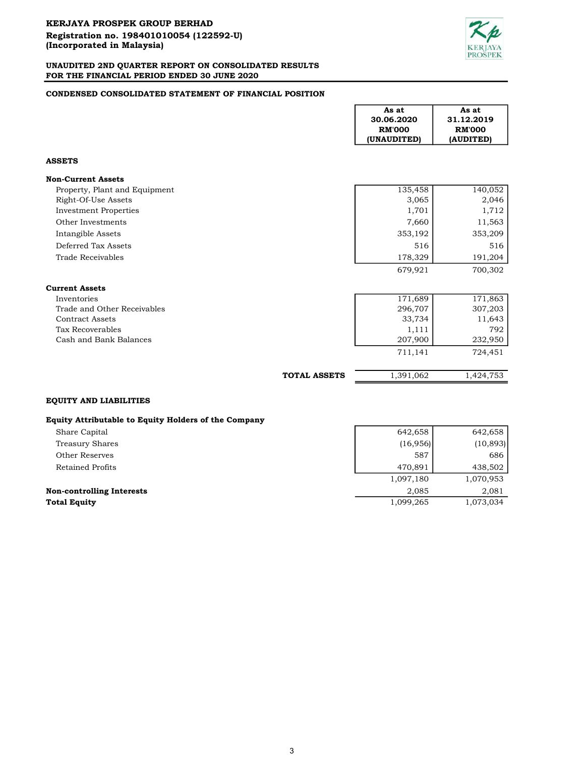**KERJAYA PROSPEK GROUP BERHAD**
**Registration no. 198401010054 (122592-U)**
**(Incorporated in Malaysia)**

**UNAUDITED 2ND QUARTER REPORT ON CONSOLIDATED RESULTS**
**FOR THE FINANCIAL PERIOD ENDED 30 JUNE 2020**

**CONDENSED CONSOLIDATED STATEMENT OF FINANCIAL POSITION**

| | As at 30.06.2020 RM'000 (UNAUDITED) | As at 31.12.2019 RM'000 (AUDITED) |
|---|---|---|
| **ASSETS** | | |
| **Non-Current Assets** | | |
| Property, Plant and Equipment | 135,458 | 140,052 |
| Right-Of-Use Assets | 3,065 | 2,046 |
| Investment Properties | 1,701 | 1,712 |
| Other Investments | 7,660 | 11,563 |
| Intangible Assets | 353,192 | 353,209 |
| Deferred Tax Assets | 516 | 516 |
| Trade Receivables | 178,329 | 191,204 |
| | 679,921 | 700,302 |
| **Current Assets** | | |
| Inventories | 171,689 | 171,863 |
| Trade and Other Receivables | 296,707 | 307,203 |
| Contract Assets | 33,734 | 11,643 |
| Tax Recoverables | 1,111 | 792 |
| Cash and Bank Balances | 207,900 | 232,950 |
| | 711,141 | 724,451 |
| **TOTAL ASSETS** | 1,391,062 | 1,424,753 |
| **EQUITY AND LIABILITIES** | | |
| **Equity Attributable to Equity Holders of the Company** | | |
| Share Capital | 642,658 | 642,658 |
| Treasury Shares | (16,956) | (10,893) |
| Other Reserves | 587 | 686 |
| Retained Profits | 470,891 | 438,502 |
| | 1,097,180 | 1,070,953 |
| **Non-controlling Interests** | 2,085 | 2,081 |
| **Total Equity** | 1,099,265 | 1,073,034 |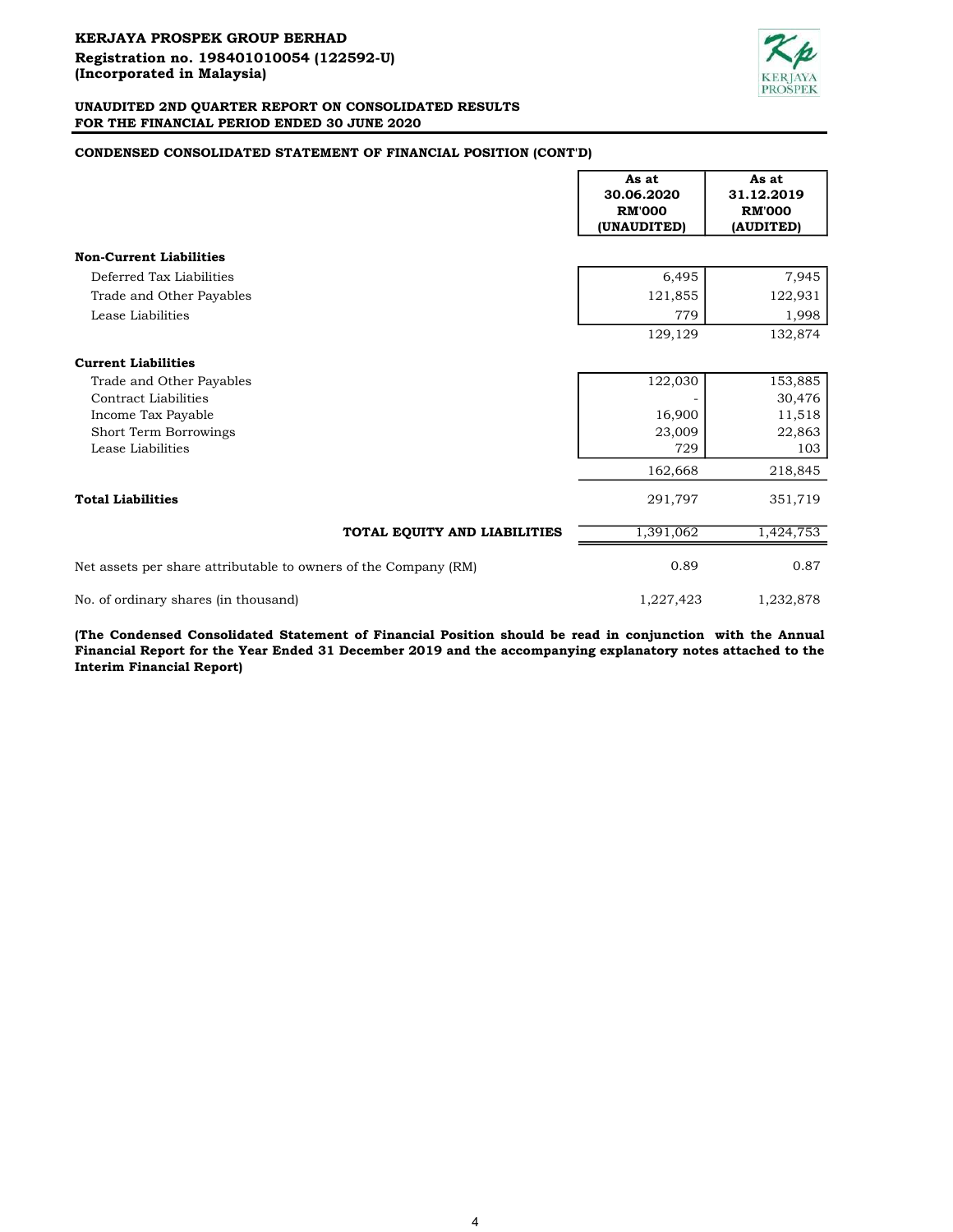**KERJAYA PROSPEK GROUP BERHAD**
**Registration no. 198401010054 (122592-U)**
**(Incorporated in Malaysia)**

**UNAUDITED 2ND QUARTER REPORT ON CONSOLIDATED RESULTS**
**FOR THE FINANCIAL PERIOD ENDED 30 JUNE 2020**

**CONDENSED CONSOLIDATED STATEMENT OF FINANCIAL POSITION (CONT'D)**

| | As at 30.06.2020 RM'000 (UNAUDITED) | As at 31.12.2019 RM'000 (AUDITED) |
|---|---|---|
| **Non-Current Liabilities** | | |
| Deferred Tax Liabilities | 6,495 | 7,945 |
| Trade and Other Payables | 121,855 | 122,931 |
| Lease Liabilities | 779 | 1,998 |
| | 129,129 | 132,874 |
| **Current Liabilities** | | |
| Trade and Other Payables | 122,030 | 153,885 |
| Contract Liabilities | - | 30,476 |
| Income Tax Payable | 16,900 | 11,518 |
| Short Term Borrowings | 23,009 | 22,863 |
| Lease Liabilities | 729 | 103 |
| | 162,668 | 218,845 |
| **Total Liabilities** | 291,797 | 351,719 |
| **TOTAL EQUITY AND LIABILITIES** | 1,391,062 | 1,424,753 |
| Net assets per share attributable to owners of the Company (RM) | 0.89 | 0.87 |
| No. of ordinary shares (in thousand) | 1,227,423 | 1,232,878 |

**(The Condensed Consolidated Statement of Financial Position should be read in conjunction with the Annual Financial Report for the Year Ended 31 December 2019 and the accompanying explanatory notes attached to the Interim Financial Report)**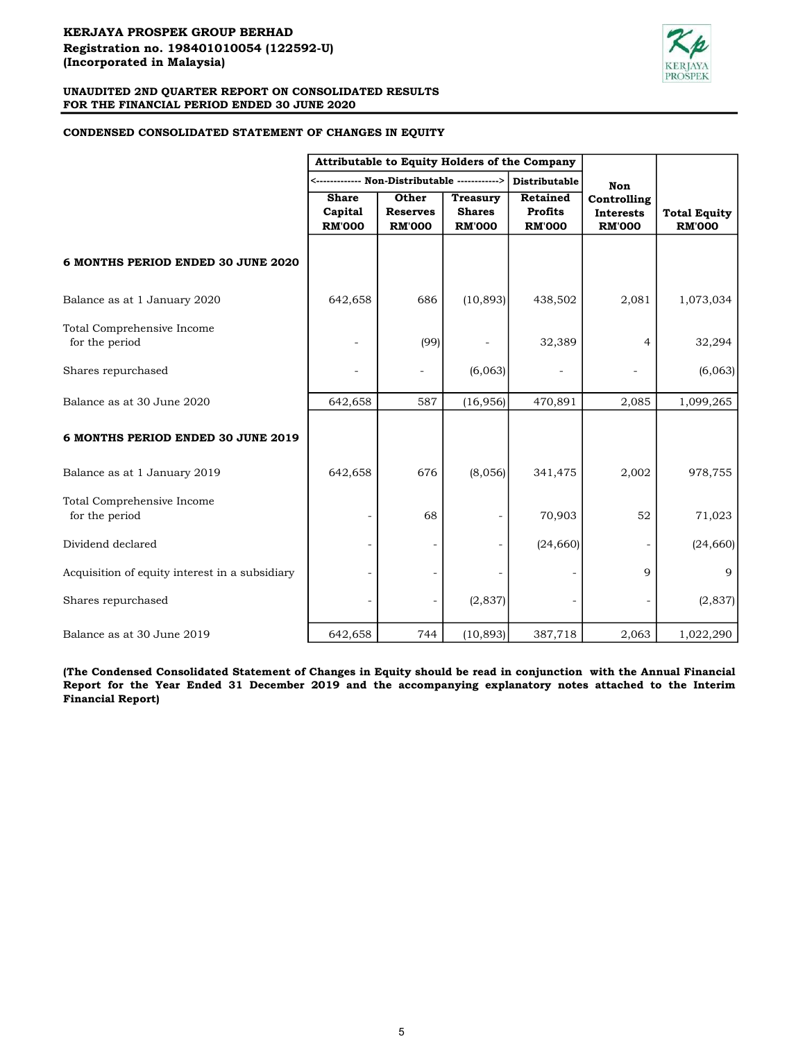**KERJAYA PROSPEK GROUP BERHAD**
**Registration no. 198401010054 (122592-U)**
**(Incorporated in Malaysia)**

**UNAUDITED 2ND QUARTER REPORT ON CONSOLIDATED RESULTS**
**FOR THE FINANCIAL PERIOD ENDED 30 JUNE 2020**

**CONDENSED CONSOLIDATED STATEMENT OF CHANGES IN EQUITY**

| | Attributable to Equity Holders of the Company | | | | | |
|---|---|---|---|---|---|---|
| | <------------- Non-Distributable ------------> | | | Distributable | | |
| | Share Capital RM'000 | Other Reserves RM'000 | Treasury Shares RM'000 | Retained Profits RM'000 | Non Controlling Interests RM'000 | Total Equity RM'000 |
| **6 MONTHS PERIOD ENDED 30 JUNE 2020** | | | | | | |
| Balance as at 1 January 2020 | 642,658 | 686 | (10,893) | 438,502 | 2,081 | 1,073,034 |
| Total Comprehensive Income for the period | - | (99) | - | 32,389 | 4 | 32,294 |
| Shares repurchased | - | - | (6,063) | - | - | (6,063) |
| Balance as at 30 June 2020 | 642,658 | 587 | (16,956) | 470,891 | 2,085 | 1,099,265 |
| **6 MONTHS PERIOD ENDED 30 JUNE 2019** | | | | | | |
| Balance as at 1 January 2019 | 642,658 | 676 | (8,056) | 341,475 | 2,002 | 978,755 |
| Total Comprehensive Income for the period | - | 68 | - | 70,903 | 52 | 71,023 |
| Dividend declared | - | - | - | (24,660) | - | (24,660) |
| Acquisition of equity interest in a subsidiary | - | - | - | - | 9 | 9 |
| Shares repurchased | - | - | (2,837) | - | - | (2,837) |
| Balance as at 30 June 2019 | 642,658 | 744 | (10,893) | 387,718 | 2,063 | 1,022,290 |

**(The Condensed Consolidated Statement of Changes in Equity should be read in conjunction with the Annual Financial Report for the Year Ended 31 December 2019 and the accompanying explanatory notes attached to the Interim Financial Report)**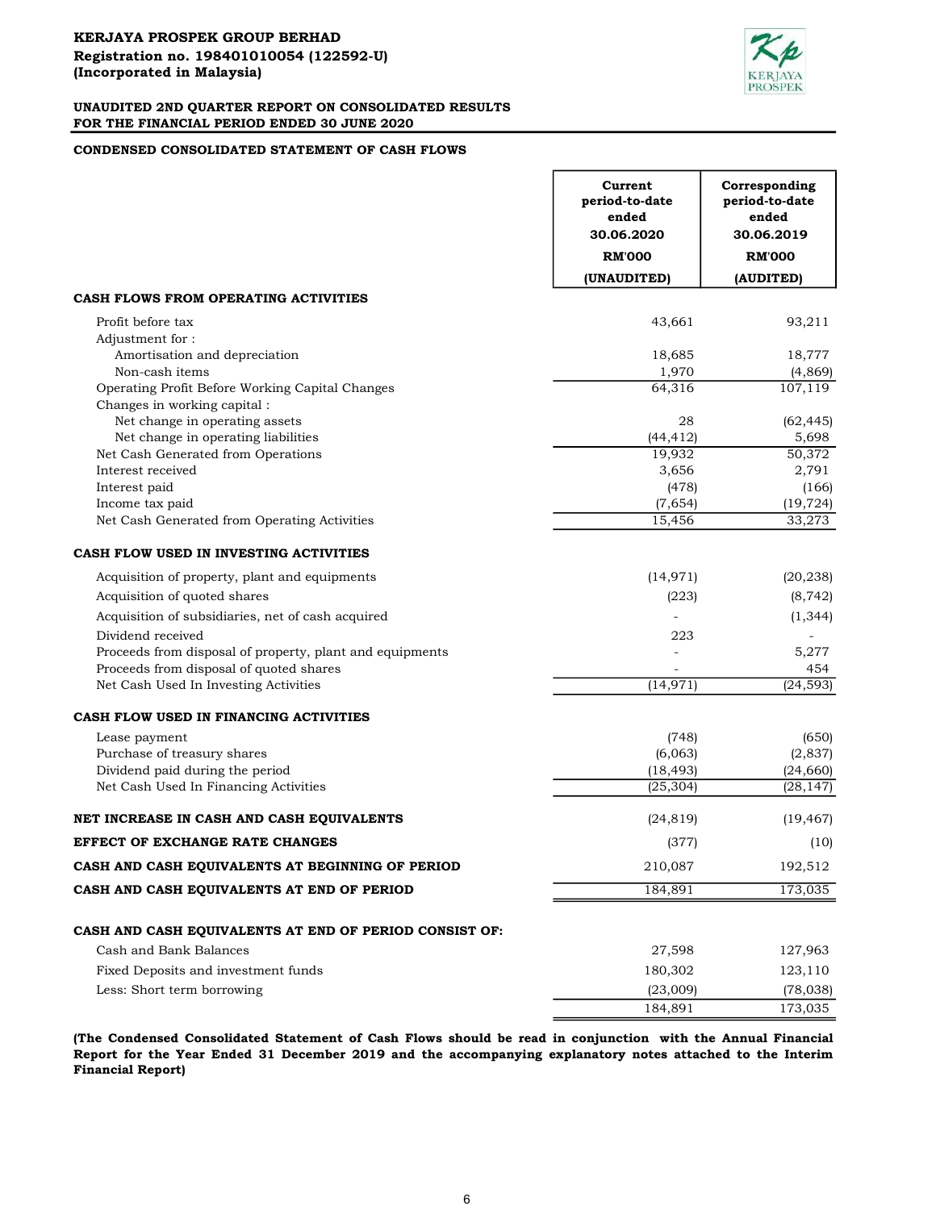**KERJAYA PROSPEK GROUP BERHAD**
**Registration no. 198401010054 (122592-U)**
**(Incorporated in Malaysia)**

**UNAUDITED 2ND QUARTER REPORT ON CONSOLIDATED RESULTS FOR THE FINANCIAL PERIOD ENDED 30 JUNE 2020**

## CONDENSED CONSOLIDATED STATEMENT OF CASH FLOWS

| | Current period-to-date ended 30.06.2020 RM'000 (UNAUDITED) | Corresponding period-to-date ended 30.06.2019 RM'000 (AUDITED) |
|---|---|---|
| **CASH FLOWS FROM OPERATING ACTIVITIES** | | |
| Profit before tax | 43,661 | 93,211 |
| Adjustment for : | | |
| Amortisation and depreciation | 18,685 | 18,777 |
| Non-cash items | 1,970 | (4,869) |
| Operating Profit Before Working Capital Changes | 64,316 | 107,119 |
| Changes in working capital : | | |
| Net change in operating assets | 28 | (62,445) |
| Net change in operating liabilities | (44,412) | 5,698 |
| Net Cash Generated from Operations | 19,932 | 50,372 |
| Interest received | 3,656 | 2,791 |
| Interest paid | (478) | (166) |
| Income tax paid | (7,654) | (19,724) |
| Net Cash Generated from Operating Activities | 15,456 | 33,273 |
| **CASH FLOW USED IN INVESTING ACTIVITIES** | | |
| Acquisition of property, plant and equipments | (14,971) | (20,238) |
| Acquisition of quoted shares | (223) | (8,742) |
| Acquisition of subsidiaries, net of cash acquired | - | (1,344) |
| Dividend received | 223 | - |
| Proceeds from disposal of property, plant and equipments | - | 5,277 |
| Proceeds from disposal of quoted shares | - | 454 |
| Net Cash Used In Investing Activities | (14,971) | (24,593) |
| **CASH FLOW USED IN FINANCING ACTIVITIES** | | |
| Lease payment | (748) | (650) |
| Purchase of treasury shares | (6,063) | (2,837) |
| Dividend paid during the period | (18,493) | (24,660) |
| Net Cash Used In Financing Activities | (25,304) | (28,147) |
| **NET INCREASE IN CASH AND CASH EQUIVALENTS** | (24,819) | (19,467) |
| **EFFECT OF EXCHANGE RATE CHANGES** | (377) | (10) |
| **CASH AND CASH EQUIVALENTS AT BEGINNING OF PERIOD** | 210,087 | 192,512 |
| **CASH AND CASH EQUIVALENTS AT END OF PERIOD** | 184,891 | 173,035 |
| | | |
| **CASH AND CASH EQUIVALENTS AT END OF PERIOD CONSIST OF:** | | |
| Cash and Bank Balances | 27,598 | 127,963 |
| Fixed Deposits and investment funds | 180,302 | 123,110 |
| Less: Short term borrowing | (23,009) | (78,038) |
| | 184,891 | 173,035 |

**(The Condensed Consolidated Statement of Cash Flows should be read in conjunction with the Annual Financial Report for the Year Ended 31 December 2019 and the accompanying explanatory notes attached to the Interim Financial Report)**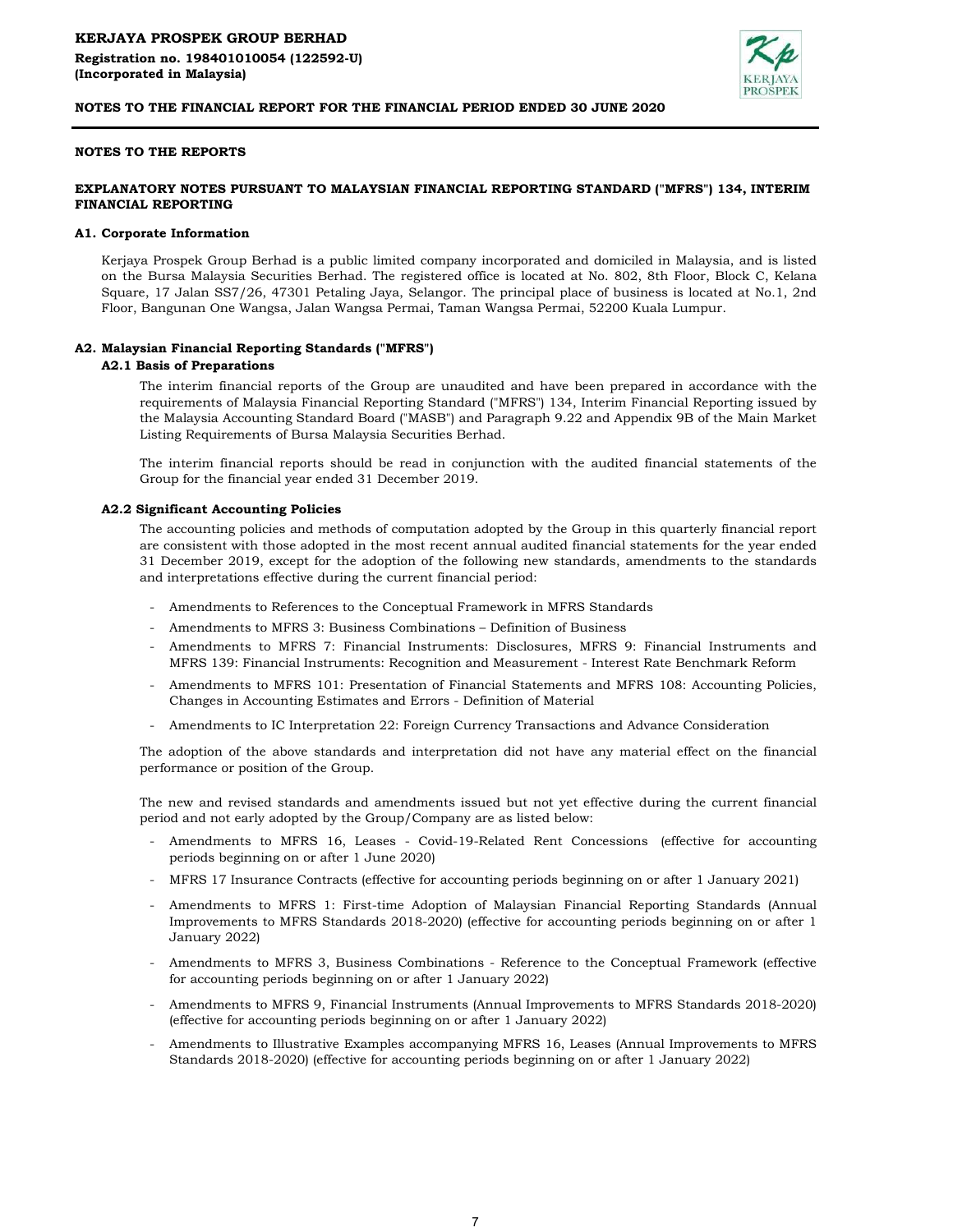# NOTES TO THE REPORTS

## EXPLANATORY NOTES PURSUANT TO MALAYSIAN FINANCIAL REPORTING STANDARD ("MFRS") 134, INTERIM FINANCIAL REPORTING

### A1. Corporate Information

Kerjaya Prospek Group Berhad is a public limited company incorporated and domiciled in Malaysia, and is listed on the Bursa Malaysia Securities Berhad. The registered office is located at No. 802, 8th Floor, Block C, Kelana Square, 17 Jalan SS7/26, 47301 Petaling Jaya, Selangor. The principal place of business is located at No.1, 2nd Floor, Bangunan One Wangsa, Jalan Wangsa Permai, Taman Wangsa Permai, 52200 Kuala Lumpur.

### A2. Malaysian Financial Reporting Standards ("MFRS")

#### A2.1 Basis of Preparations

The interim financial reports of the Group are unaudited and have been prepared in accordance with the requirements of Malaysia Financial Reporting Standard ("MFRS") 134, Interim Financial Reporting issued by the Malaysia Accounting Standard Board ("MASB") and Paragraph 9.22 and Appendix 9B of the Main Market Listing Requirements of Bursa Malaysia Securities Berhad.

The interim financial reports should be read in conjunction with the audited financial statements of the Group for the financial year ended 31 December 2019.

#### A2.2 Significant Accounting Policies

The accounting policies and methods of computation adopted by the Group in this quarterly financial report are consistent with those adopted in the most recent annual audited financial statements for the year ended 31 December 2019, except for the adoption of the following new standards, amendments to the standards and interpretations effective during the current financial period:

- Amendments to References to the Conceptual Framework in MFRS Standards
- Amendments to MFRS 3: Business Combinations – Definition of Business
- Amendments to MFRS 7: Financial Instruments: Disclosures, MFRS 9: Financial Instruments and MFRS 139: Financial Instruments: Recognition and Measurement - Interest Rate Benchmark Reform
- Amendments to MFRS 101: Presentation of Financial Statements and MFRS 108: Accounting Policies, Changes in Accounting Estimates and Errors - Definition of Material
- Amendments to IC Interpretation 22: Foreign Currency Transactions and Advance Consideration

The adoption of the above standards and interpretation did not have any material effect on the financial performance or position of the Group.

The new and revised standards and amendments issued but not yet effective during the current financial period and not early adopted by the Group/Company are as listed below:

- Amendments to MFRS 16, Leases - Covid-19-Related Rent Concessions (effective for accounting periods beginning on or after 1 June 2020)
- MFRS 17 Insurance Contracts (effective for accounting periods beginning on or after 1 January 2021)
- Amendments to MFRS 1: First-time Adoption of Malaysian Financial Reporting Standards (Annual Improvements to MFRS Standards 2018-2020) (effective for accounting periods beginning on or after 1 January 2022)
- Amendments to MFRS 3, Business Combinations - Reference to the Conceptual Framework (effective for accounting periods beginning on or after 1 January 2022)
- Amendments to MFRS 9, Financial Instruments (Annual Improvements to MFRS Standards 2018-2020) (effective for accounting periods beginning on or after 1 January 2022)
- Amendments to Illustrative Examples accompanying MFRS 16, Leases (Annual Improvements to MFRS Standards 2018-2020) (effective for accounting periods beginning on or after 1 January 2022)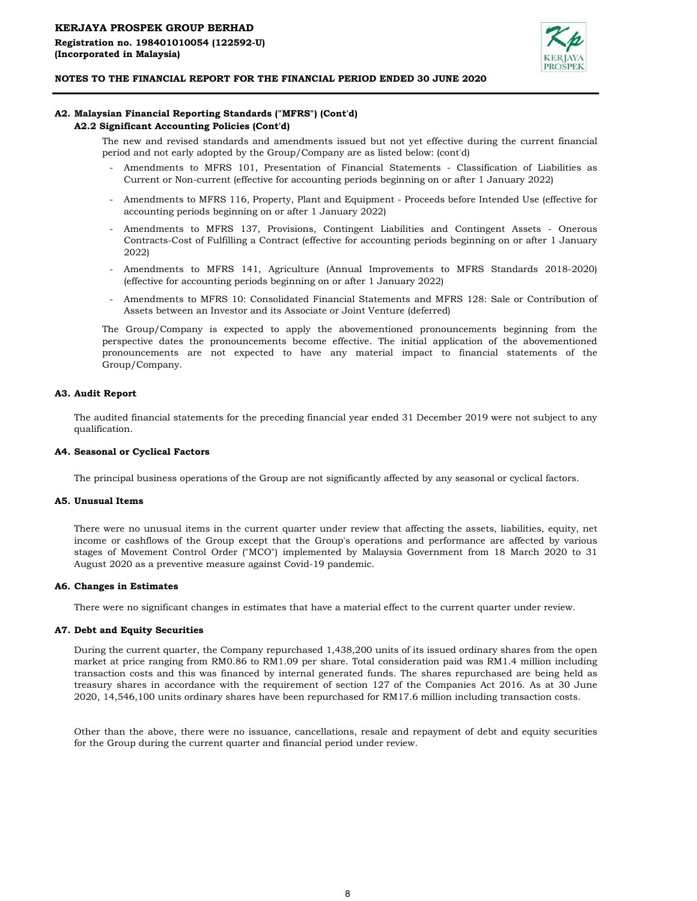### A2. Malaysian Financial Reporting Standards ("MFRS") (Cont'd)

#### A2.2 Significant Accounting Policies (Cont'd)

The new and revised standards and amendments issued but not yet effective during the current financial period and not early adopted by the Group/Company are as listed below: (cont'd)

- Amendments to MFRS 101, Presentation of Financial Statements - Classification of Liabilities as Current or Non-current (effective for accounting periods beginning on or after 1 January 2022)
- Amendments to MFRS 116, Property, Plant and Equipment - Proceeds before Intended Use (effective for accounting periods beginning on or after 1 January 2022)
- Amendments to MFRS 137, Provisions, Contingent Liabilities and Contingent Assets - Onerous Contracts-Cost of Fulfilling a Contract (effective for accounting periods beginning on or after 1 January 2022)
- Amendments to MFRS 141, Agriculture (Annual Improvements to MFRS Standards 2018-2020) (effective for accounting periods beginning on or after 1 January 2022)
- Amendments to MFRS 10: Consolidated Financial Statements and MFRS 128: Sale or Contribution of Assets between an Investor and its Associate or Joint Venture (deferred)

The Group/Company is expected to apply the abovementioned pronouncements beginning from the perspective dates the pronouncements become effective. The initial application of the abovementioned pronouncements are not expected to have any material impact to financial statements of the Group/Company.

### A3. Audit Report

The audited financial statements for the preceding financial year ended 31 December 2019 were not subject to any qualification.

### A4. Seasonal or Cyclical Factors

The principal business operations of the Group are not significantly affected by any seasonal or cyclical factors.

### A5. Unusual Items

There were no unusual items in the current quarter under review that affecting the assets, liabilities, equity, net income or cashflows of the Group except that the Group's operations and performance are affected by various stages of Movement Control Order ("MCO") implemented by Malaysia Government from 18 March 2020 to 31 August 2020 as a preventive measure against Covid-19 pandemic.

### A6. Changes in Estimates

There were no significant changes in estimates that have a material effect to the current quarter under review.

### A7. Debt and Equity Securities

During the current quarter, the Company repurchased 1,438,200 units of its issued ordinary shares from the open market at price ranging from RM0.86 to RM1.09 per share. Total consideration paid was RM1.4 million including transaction costs and this was financed by internal generated funds. The shares repurchased are being held as treasury shares in accordance with the requirement of section 127 of the Companies Act 2016. As at 30 June 2020, 14,546,100 units ordinary shares have been repurchased for RM17.6 million including transaction costs.

Other than the above, there were no issuance, cancellations, resale and repayment of debt and equity securities for the Group during the current quarter and financial period under review.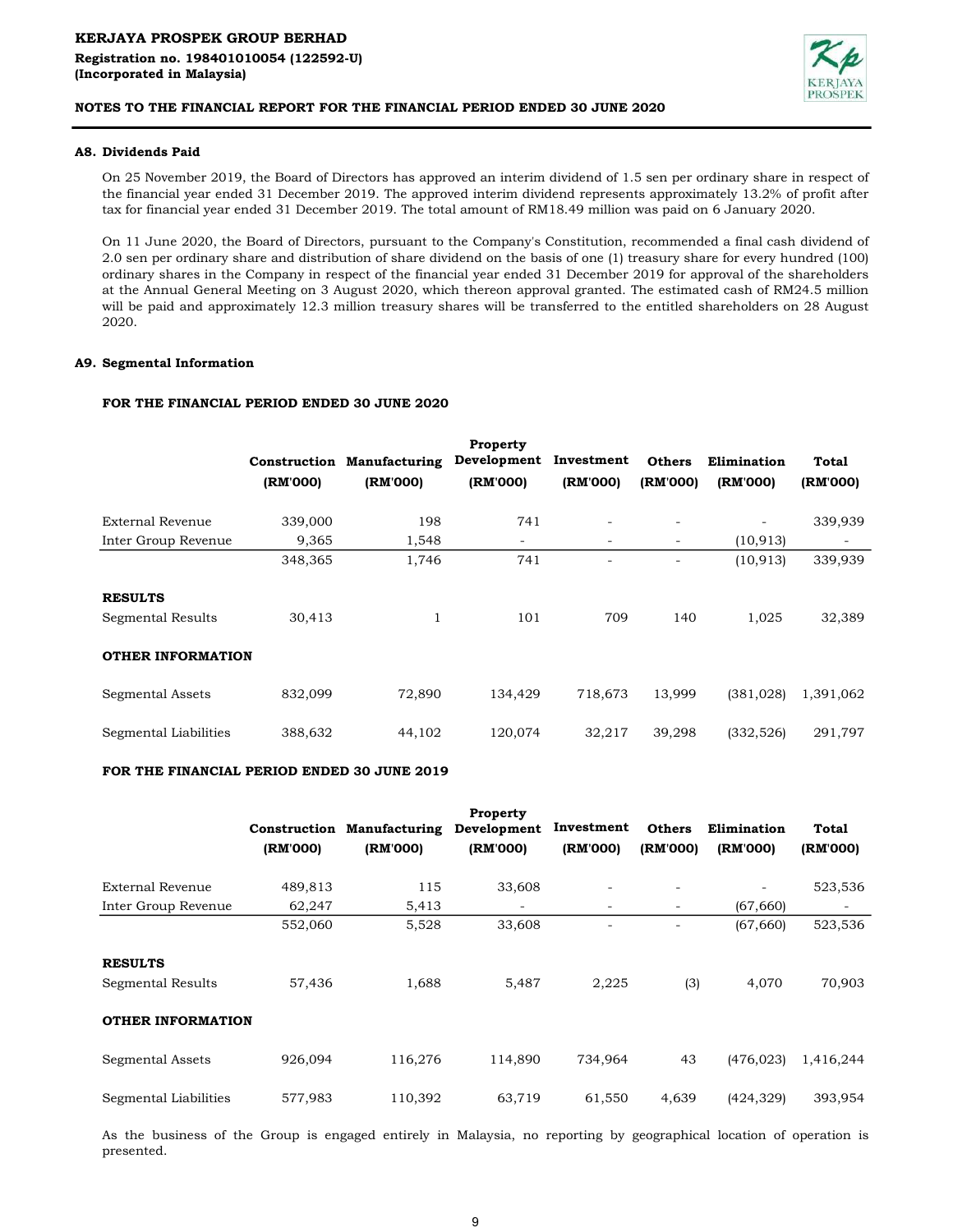#### A8. Dividends Paid

On 25 November 2019, the Board of Directors has approved an interim dividend of 1.5 sen per ordinary share in respect of the financial year ended 31 December 2019. The approved interim dividend represents approximately 13.2% of profit after tax for financial year ended 31 December 2019. The total amount of RM18.49 million was paid on 6 January 2020.

On 11 June 2020, the Board of Directors, pursuant to the Company's Constitution, recommended a final cash dividend of 2.0 sen per ordinary share and distribution of share dividend on the basis of one (1) treasury share for every hundred (100) ordinary shares in the Company in respect of the financial year ended 31 December 2019 for approval of the shareholders at the Annual General Meeting on 3 August 2020, which thereon approval granted. The estimated cash of RM24.5 million will be paid and approximately 12.3 million treasury shares will be transferred to the entitled shareholders on 28 August 2020.

#### A9. Segmental Information

**FOR THE FINANCIAL PERIOD ENDED 30 JUNE 2020**

| | Construction (RM'000) | Manufacturing (RM'000) | Property Development (RM'000) | Investment (RM'000) | Others (RM'000) | Elimination (RM'000) | Total (RM'000) |
|---|---|---|---|---|---|---|---|
| External Revenue | 339,000 | 198 | 741 | - | - | - | 339,939 |
| Inter Group Revenue | 9,365 | 1,548 | - | - | - | (10,913) | - |
| | 348,365 | 1,746 | 741 | - | - | (10,913) | 339,939 |
| **RESULTS** | | | | | | | |
| Segmental Results | 30,413 | 1 | 101 | 709 | 140 | 1,025 | 32,389 |
| **OTHER INFORMATION** | | | | | | | |
| Segmental Assets | 832,099 | 72,890 | 134,429 | 718,673 | 13,999 | (381,028) | 1,391,062 |
| Segmental Liabilities | 388,632 | 44,102 | 120,074 | 32,217 | 39,298 | (332,526) | 291,797 |

**FOR THE FINANCIAL PERIOD ENDED 30 JUNE 2019**

| | Construction (RM'000) | Manufacturing (RM'000) | Property Development (RM'000) | Investment (RM'000) | Others (RM'000) | Elimination (RM'000) | Total (RM'000) |
|---|---|---|---|---|---|---|---|
| External Revenue | 489,813 | 115 | 33,608 | - | - | - | 523,536 |
| Inter Group Revenue | 62,247 | 5,413 | - | - | - | (67,660) | - |
| | 552,060 | 5,528 | 33,608 | - | - | (67,660) | 523,536 |
| **RESULTS** | | | | | | | |
| Segmental Results | 57,436 | 1,688 | 5,487 | 2,225 | (3) | 4,070 | 70,903 |
| **OTHER INFORMATION** | | | | | | | |
| Segmental Assets | 926,094 | 116,276 | 114,890 | 734,964 | 43 | (476,023) | 1,416,244 |
| Segmental Liabilities | 577,983 | 110,392 | 63,719 | 61,550 | 4,639 | (424,329) | 393,954 |

As the business of the Group is engaged entirely in Malaysia, no reporting by geographical location of operation is presented.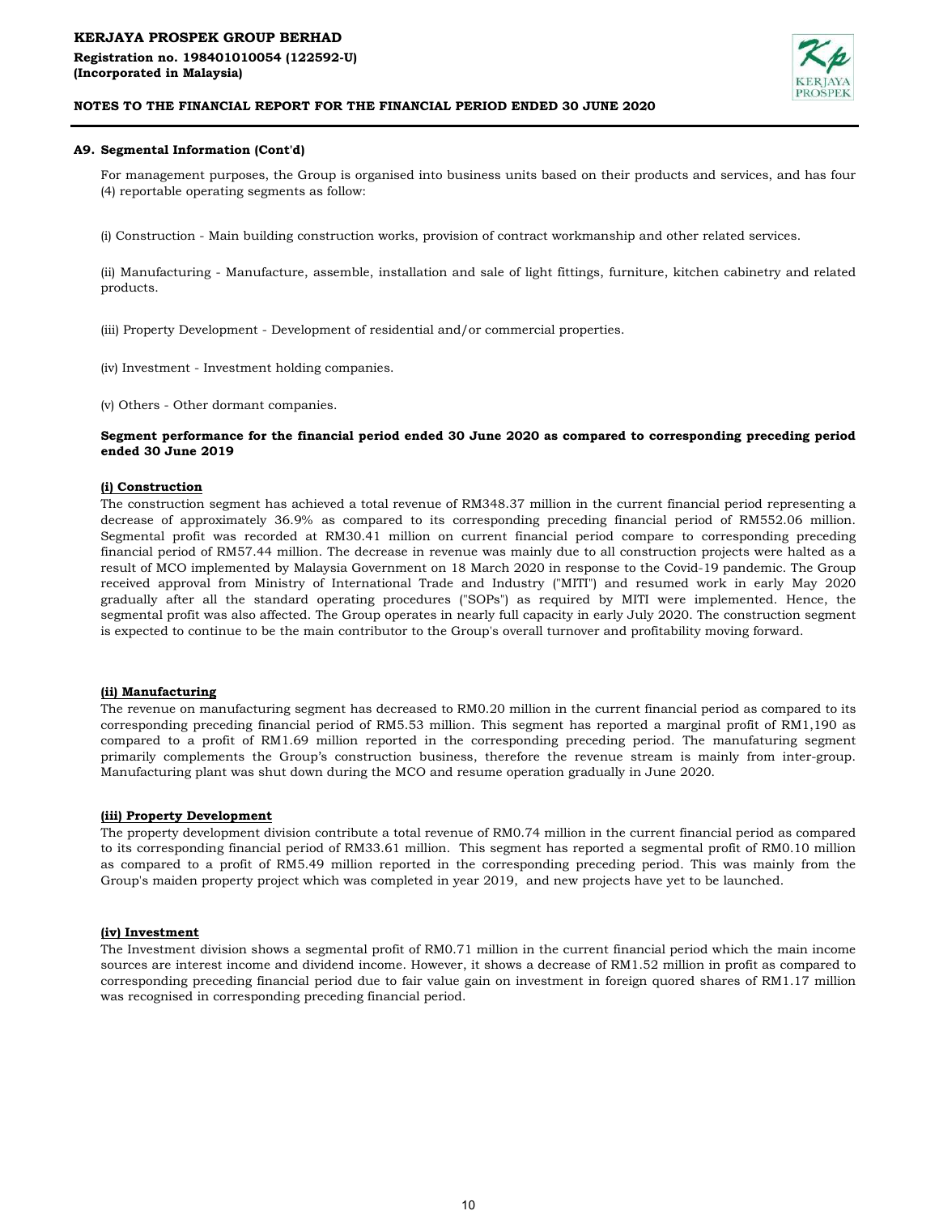### A9. Segmental Information (Cont'd)

For management purposes, the Group is organised into business units based on their products and services, and has four (4) reportable operating segments as follow:

(i) Construction - Main building construction works, provision of contract workmanship and other related services.

(ii) Manufacturing - Manufacture, assemble, installation and sale of light fittings, furniture, kitchen cabinetry and related products.

(iii) Property Development - Development of residential and/or commercial properties.

(iv) Investment - Investment holding companies.

(v) Others - Other dormant companies.

**Segment performance for the financial period ended 30 June 2020 as compared to corresponding preceding period ended 30 June 2019**

**(i) Construction**

The construction segment has achieved a total revenue of RM348.37 million in the current financial period representing a decrease of approximately 36.9% as compared to its corresponding preceding financial period of RM552.06 million. Segmental profit was recorded at RM30.41 million on current financial period compare to corresponding preceding financial period of RM57.44 million. The decrease in revenue was mainly due to all construction projects were halted as a result of MCO implemented by Malaysia Government on 18 March 2020 in response to the Covid-19 pandemic. The Group received approval from Ministry of International Trade and Industry ("MITI") and resumed work in early May 2020 gradually after all the standard operating procedures ("SOPs") as required by MITI were implemented. Hence, the segmental profit was also affected. The Group operates in nearly full capacity in early July 2020. The construction segment is expected to continue to be the main contributor to the Group's overall turnover and profitability moving forward.

**(ii) Manufacturing**

The revenue on manufacturing segment has decreased to RM0.20 million in the current financial period as compared to its corresponding preceding financial period of RM5.53 million. This segment has reported a marginal profit of RM1,190 as compared to a profit of RM1.69 million reported in the corresponding preceding period. The manufaturing segment primarily complements the Group's construction business, therefore the revenue stream is mainly from inter-group. Manufacturing plant was shut down during the MCO and resume operation gradually in June 2020.

**(iii) Property Development**

The property development division contribute a total revenue of RM0.74 million in the current financial period as compared to its corresponding financial period of RM33.61 million. This segment has reported a segmental profit of RM0.10 million as compared to a profit of RM5.49 million reported in the corresponding preceding period. This was mainly from the Group's maiden property project which was completed in year 2019, and new projects have yet to be launched.

**(iv) Investment**

The Investment division shows a segmental profit of RM0.71 million in the current financial period which the main income sources are interest income and dividend income. However, it shows a decrease of RM1.52 million in profit as compared to corresponding preceding financial period due to fair value gain on investment in foreign quored shares of RM1.17 million was recognised in corresponding preceding financial period.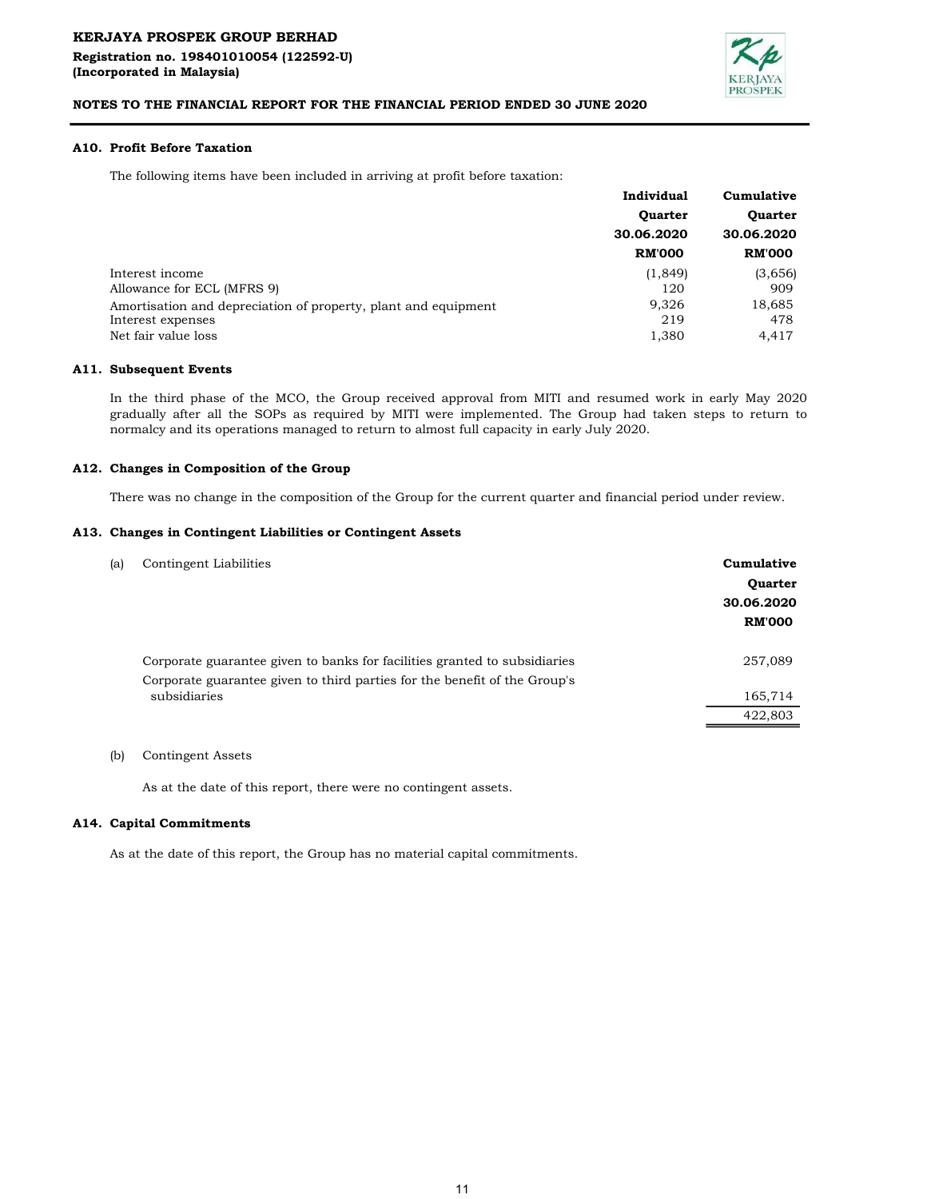### A10. Profit Before Taxation

The following items have been included in arriving at profit before taxation:

| | Individual Quarter 30.06.2020 RM'000 | Cumulative Quarter 30.06.2020 RM'000 |
|---|---|---|
| Interest income | (1,849) | (3,656) |
| Allowance for ECL (MFRS 9) | 120 | 909 |
| Amortisation and depreciation of property, plant and equipment | 9,326 | 18,685 |
| Interest expenses | 219 | 478 |
| Net fair value loss | 1,380 | 4,417 |

### A11. Subsequent Events

In the third phase of the MCO, the Group received approval from MITI and resumed work in early May 2020 gradually after all the SOPs as required by MITI were implemented. The Group had taken steps to return to normalcy and its operations managed to return to almost full capacity in early July 2020.

### A12. Changes in Composition of the Group

There was no change in the composition of the Group for the current quarter and financial period under review.

### A13. Changes in Contingent Liabilities or Contingent Assets

(a) Contingent Liabilities

| | Cumulative Quarter 30.06.2020 RM'000 |
|---|---|
| Corporate guarantee given to banks for facilities granted to subsidiaries | 257,089 |
| Corporate guarantee given to third parties for the benefit of the Group's subsidiaries | 165,714 |
| | 422,803 |

(b) Contingent Assets

As at the date of this report, there were no contingent assets.

### A14. Capital Commitments

As at the date of this report, the Group has no material capital commitments.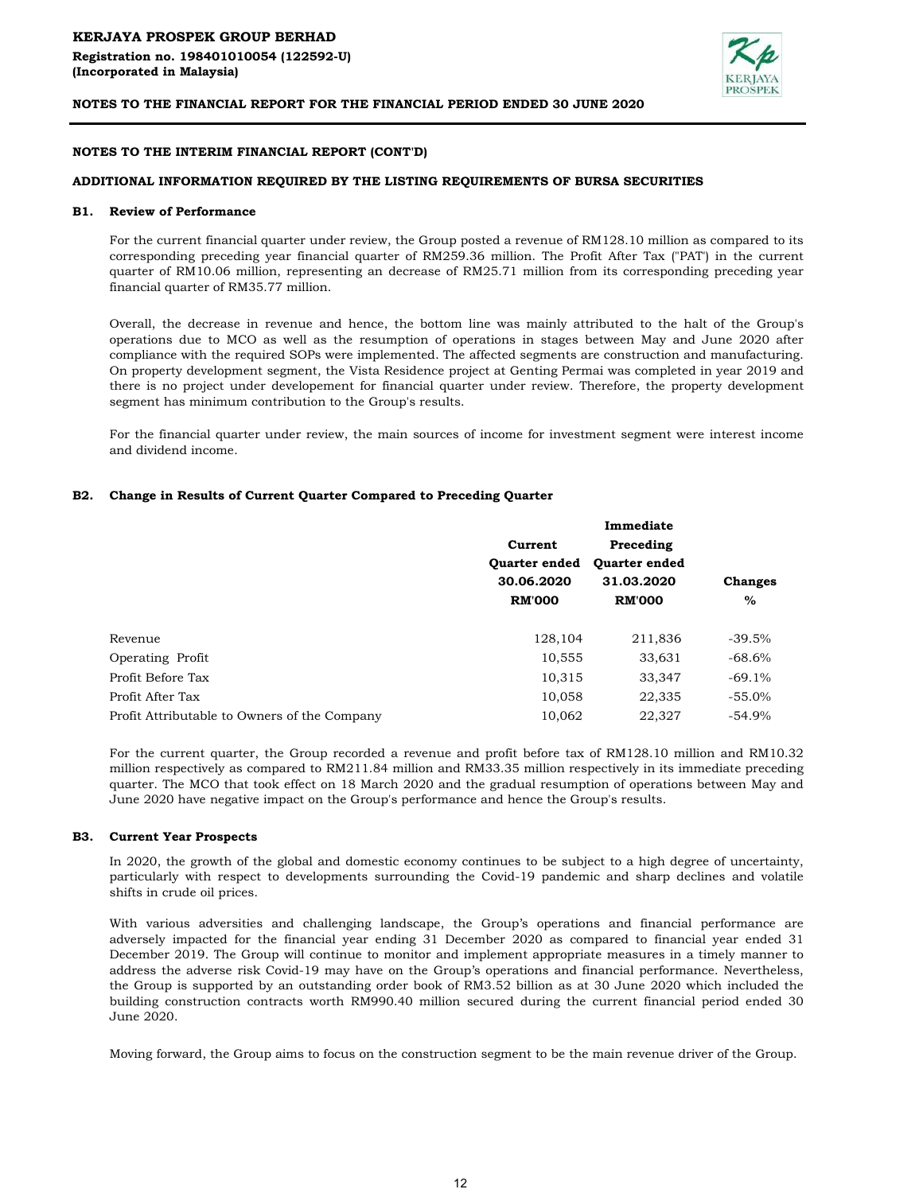## NOTES TO THE INTERIM FINANCIAL REPORT (CONT'D)

### ADDITIONAL INFORMATION REQUIRED BY THE LISTING REQUIREMENTS OF BURSA SECURITIES

### B1. Review of Performance

For the current financial quarter under review, the Group posted a revenue of RM128.10 million as compared to its corresponding preceding year financial quarter of RM259.36 million. The Profit After Tax ("PAT") in the current quarter of RM10.06 million, representing an decrease of RM25.71 million from its corresponding preceding year financial quarter of RM35.77 million.

Overall, the decrease in revenue and hence, the bottom line was mainly attributed to the halt of the Group's operations due to MCO as well as the resumption of operations in stages between May and June 2020 after compliance with the required SOPs were implemented. The affected segments are construction and manufacturing. On property development segment, the Vista Residence project at Genting Permai was completed in year 2019 and there is no project under developement for financial quarter under review. Therefore, the property development segment has minimum contribution to the Group's results.

For the financial quarter under review, the main sources of income for investment segment were interest income and dividend income.

### B2. Change in Results of Current Quarter Compared to Preceding Quarter

| | Current Quarter ended 30.06.2020 RM'000 | Immediate Preceding Quarter ended 31.03.2020 RM'000 | Changes % |
|---|---|---|---|
| Revenue | 128,104 | 211,836 | -39.5% |
| Operating Profit | 10,555 | 33,631 | -68.6% |
| Profit Before Tax | 10,315 | 33,347 | -69.1% |
| Profit After Tax | 10,058 | 22,335 | -55.0% |
| Profit Attributable to Owners of the Company | 10,062 | 22,327 | -54.9% |

For the current quarter, the Group recorded a revenue and profit before tax of RM128.10 million and RM10.32 million respectively as compared to RM211.84 million and RM33.35 million respectively in its immediate preceding quarter. The MCO that took effect on 18 March 2020 and the gradual resumption of operations between May and June 2020 have negative impact on the Group's performance and hence the Group's results.

### B3. Current Year Prospects

In 2020, the growth of the global and domestic economy continues to be subject to a high degree of uncertainty, particularly with respect to developments surrounding the Covid-19 pandemic and sharp declines and volatile shifts in crude oil prices.

With various adversities and challenging landscape, the Group's operations and financial performance are adversely impacted for the financial year ending 31 December 2020 as compared to financial year ended 31 December 2019. The Group will continue to monitor and implement appropriate measures in a timely manner to address the adverse risk Covid-19 may have on the Group's operations and financial performance. Nevertheless, the Group is supported by an outstanding order book of RM3.52 billion as at 30 June 2020 which included the building construction contracts worth RM990.40 million secured during the current financial period ended 30 June 2020.

Moving forward, the Group aims to focus on the construction segment to be the main revenue driver of the Group.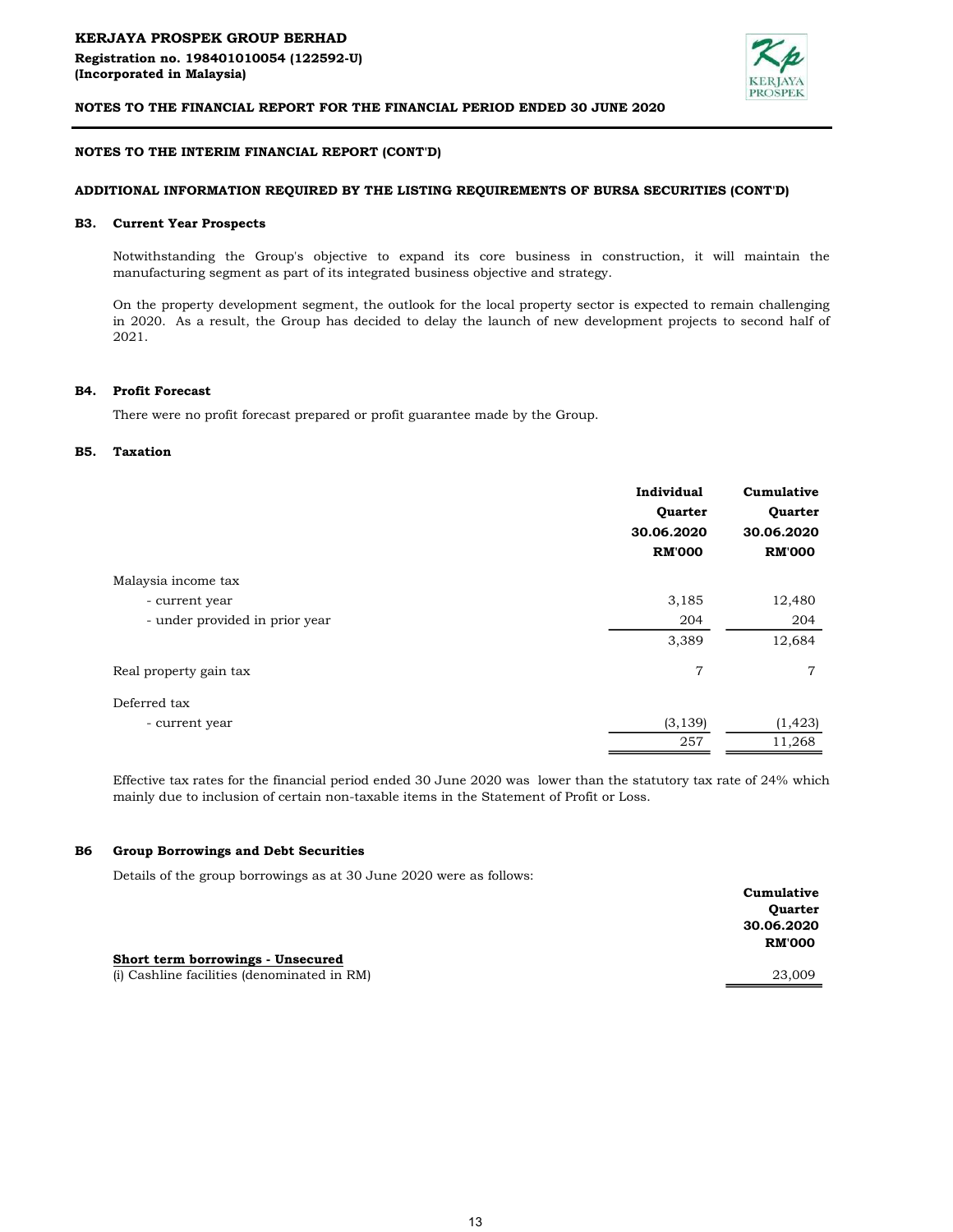**NOTES TO THE INTERIM FINANCIAL REPORT (CONT'D)**

**ADDITIONAL INFORMATION REQUIRED BY THE LISTING REQUIREMENTS OF BURSA SECURITIES (CONT'D)**

### B3. Current Year Prospects

Notwithstanding the Group's objective to expand its core business in construction, it will maintain the manufacturing segment as part of its integrated business objective and strategy.

On the property development segment, the outlook for the local property sector is expected to remain challenging in 2020. As a result, the Group has decided to delay the launch of new development projects to second half of 2021.

### B4. Profit Forecast

There were no profit forecast prepared or profit guarantee made by the Group.

### B5. Taxation

| | Individual Quarter 30.06.2020 RM'000 | Cumulative Quarter 30.06.2020 RM'000 |
|---|---|---|
| Malaysia income tax | | |
| - current year | 3,185 | 12,480 |
| - under provided in prior year | 204 | 204 |
| | 3,389 | 12,684 |
| Real property gain tax | 7 | 7 |
| Deferred tax | | |
| - current year | (3,139) | (1,423) |
| | 257 | 11,268 |

Effective tax rates for the financial period ended 30 June 2020 was lower than the statutory tax rate of 24% which mainly due to inclusion of certain non-taxable items in the Statement of Profit or Loss.

### B6 Group Borrowings and Debt Securities

Details of the group borrowings as at 30 June 2020 were as follows:

| | Cumulative Quarter 30.06.2020 RM'000 |
|---|---|
| **Short term borrowings - Unsecured** | |
| (i) Cashline facilities (denominated in RM) | 23,009 |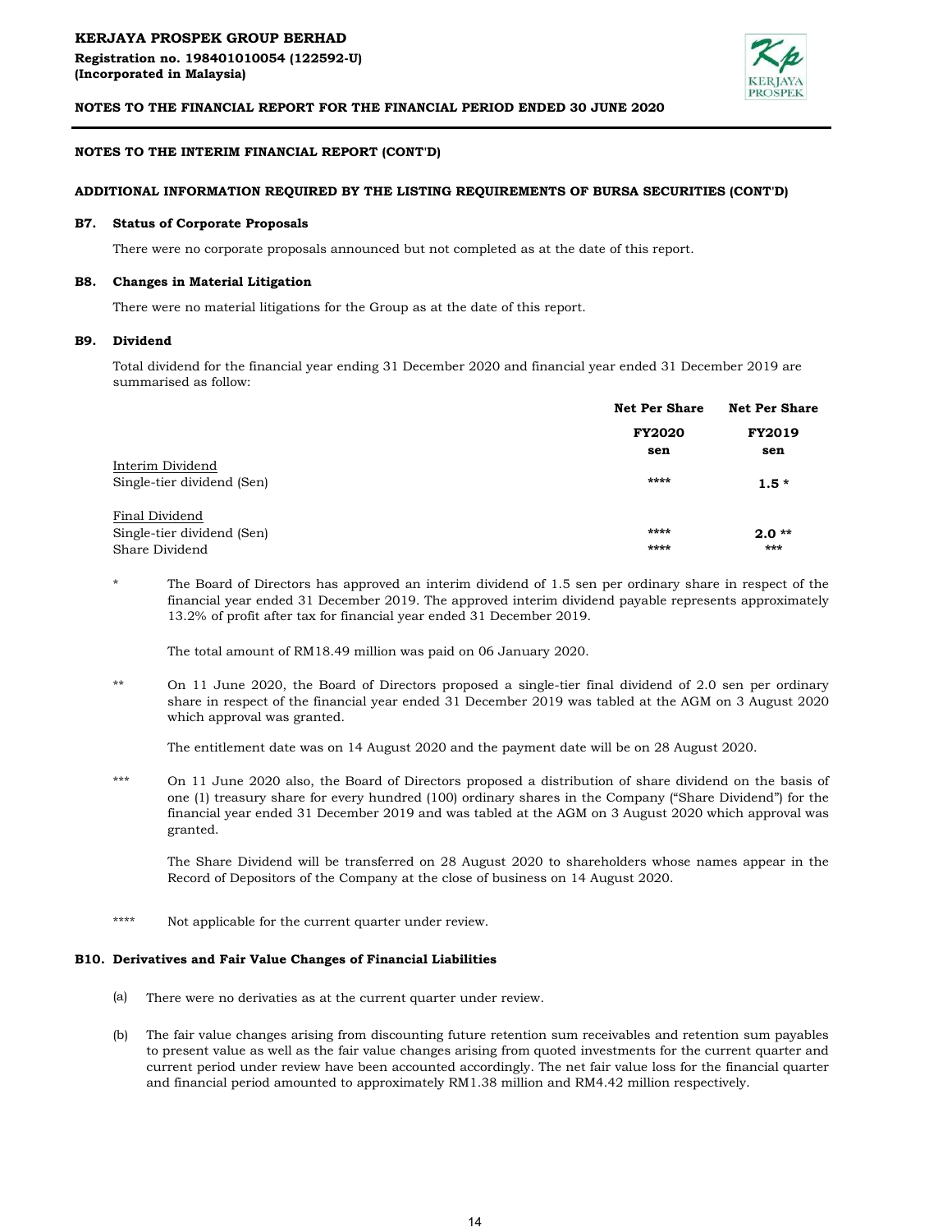## NOTES TO THE INTERIM FINANCIAL REPORT (CONT'D)

### ADDITIONAL INFORMATION REQUIRED BY THE LISTING REQUIREMENTS OF BURSA SECURITIES (CONT'D)

**B7. Status of Corporate Proposals**

There were no corporate proposals announced but not completed as at the date of this report.

**B8. Changes in Material Litigation**

There were no material litigations for the Group as at the date of this report.

**B9. Dividend**

Total dividend for the financial year ending 31 December 2020 and financial year ended 31 December 2019 are summarised as follow:

| | Net Per Share | Net Per Share |
|---|---|---|
| | FY2020 | FY2019 |
| | sen | sen |
| Interim Dividend | | |
| Single-tier dividend (Sen) | **** | **1.5 *** |
| | | |
| Final Dividend | | |
| Single-tier dividend (Sen) | **** | **2.0 **** |
| Share Dividend | **** | *** |

\* The Board of Directors has approved an interim dividend of 1.5 sen per ordinary share in respect of the financial year ended 31 December 2019. The approved interim dividend payable represents approximately 13.2% of profit after tax for financial year ended 31 December 2019.

The total amount of RM18.49 million was paid on 06 January 2020.

\** On 11 June 2020, the Board of Directors proposed a single-tier final dividend of 2.0 sen per ordinary share in respect of the financial year ended 31 December 2019 was tabled at the AGM on 3 August 2020 which approval was granted.

The entitlement date was on 14 August 2020 and the payment date will be on 28 August 2020.

\*** On 11 June 2020 also, the Board of Directors proposed a distribution of share dividend on the basis of one (1) treasury share for every hundred (100) ordinary shares in the Company ("Share Dividend") for the financial year ended 31 December 2019 and was tabled at the AGM on 3 August 2020 which approval was granted.

The Share Dividend will be transferred on 28 August 2020 to shareholders whose names appear in the Record of Depositors of the Company at the close of business on 14 August 2020.

\**** Not applicable for the current quarter under review.

**B10. Derivatives and Fair Value Changes of Financial Liabilities**

(a) There were no derivaties as at the current quarter under review.

(b) The fair value changes arising from discounting future retention sum receivables and retention sum payables to present value as well as the fair value changes arising from quoted investments for the current quarter and current period under review have been accounted accordingly. The net fair value loss for the financial quarter and financial period amounted to approximately RM1.38 million and RM4.42 million respectively.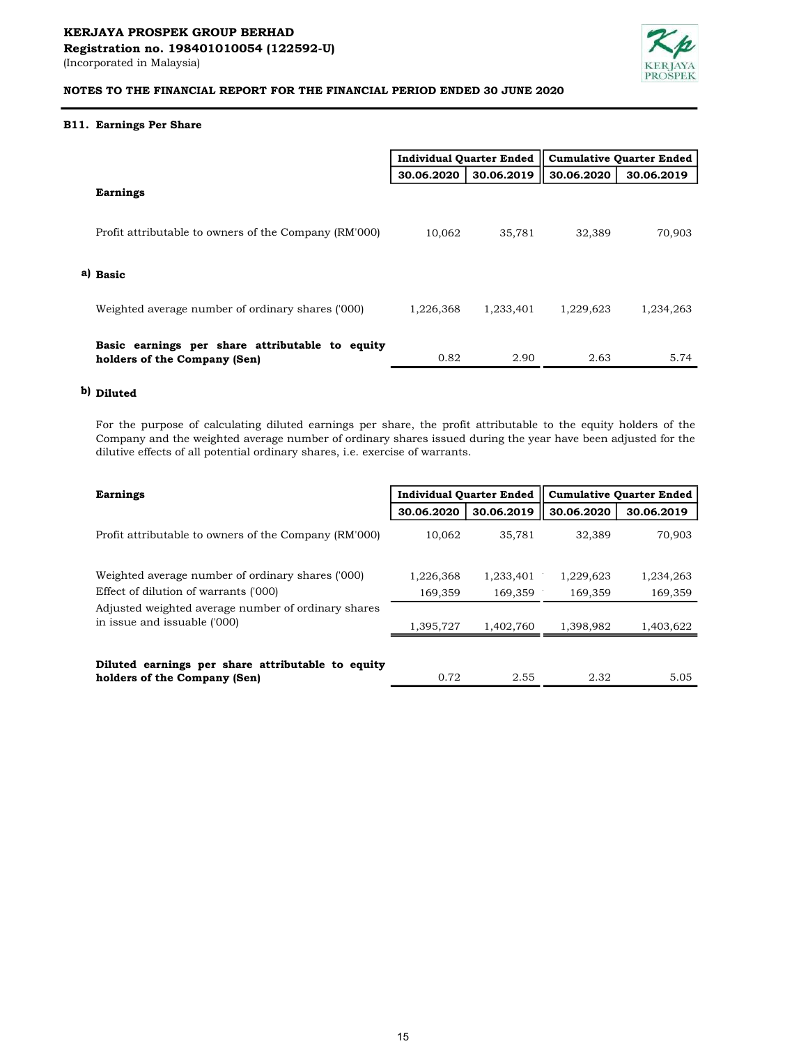# KERJAYA PROSPEK GROUP BERHAD
**Registration no. 198401010054 (122592-U)**
(Incorporated in Malaysia)

**NOTES TO THE FINANCIAL REPORT FOR THE FINANCIAL PERIOD ENDED 30 JUNE 2020**

### B11. Earnings Per Share

| | Individual Quarter Ended | | Cumulative Quarter Ended | |
|---|---|---|---|---|
| | 30.06.2020 | 30.06.2019 | 30.06.2020 | 30.06.2019 |
| **Earnings** | | | | |
| Profit attributable to owners of the Company (RM'000) | 10,062 | 35,781 | 32,389 | 70,903 |
| **a) Basic** | | | | |
| Weighted average number of ordinary shares ('000) | 1,226,368 | 1,233,401 | 1,229,623 | 1,234,263 |
| **Basic earnings per share attributable to equity holders of the Company (Sen)** | 0.82 | 2.90 | 2.63 | 5.74 |

**b) Diluted**

For the purpose of calculating diluted earnings per share, the profit attributable to the equity holders of the Company and the weighted average number of ordinary shares issued during the year have been adjusted for the dilutive effects of all potential ordinary shares, i.e. exercise of warrants.

| **Earnings** | Individual Quarter Ended | | Cumulative Quarter Ended | |
|---|---|---|---|---|
| | 30.06.2020 | 30.06.2019 | 30.06.2020 | 30.06.2019 |
| Profit attributable to owners of the Company (RM'000) | 10,062 | 35,781 | 32,389 | 70,903 |
| Weighted average number of ordinary shares ('000) | 1,226,368 | 1,233,401 | 1,229,623 | 1,234,263 |
| Effect of dilution of warrants ('000) | 169,359 | 169,359 | 169,359 | 169,359 |
| Adjusted weighted average number of ordinary shares in issue and issuable ('000) | 1,395,727 | 1,402,760 | 1,398,982 | 1,403,622 |
| **Diluted earnings per share attributable to equity holders of the Company (Sen)** | 0.72 | 2.55 | 2.32 | 5.05 |